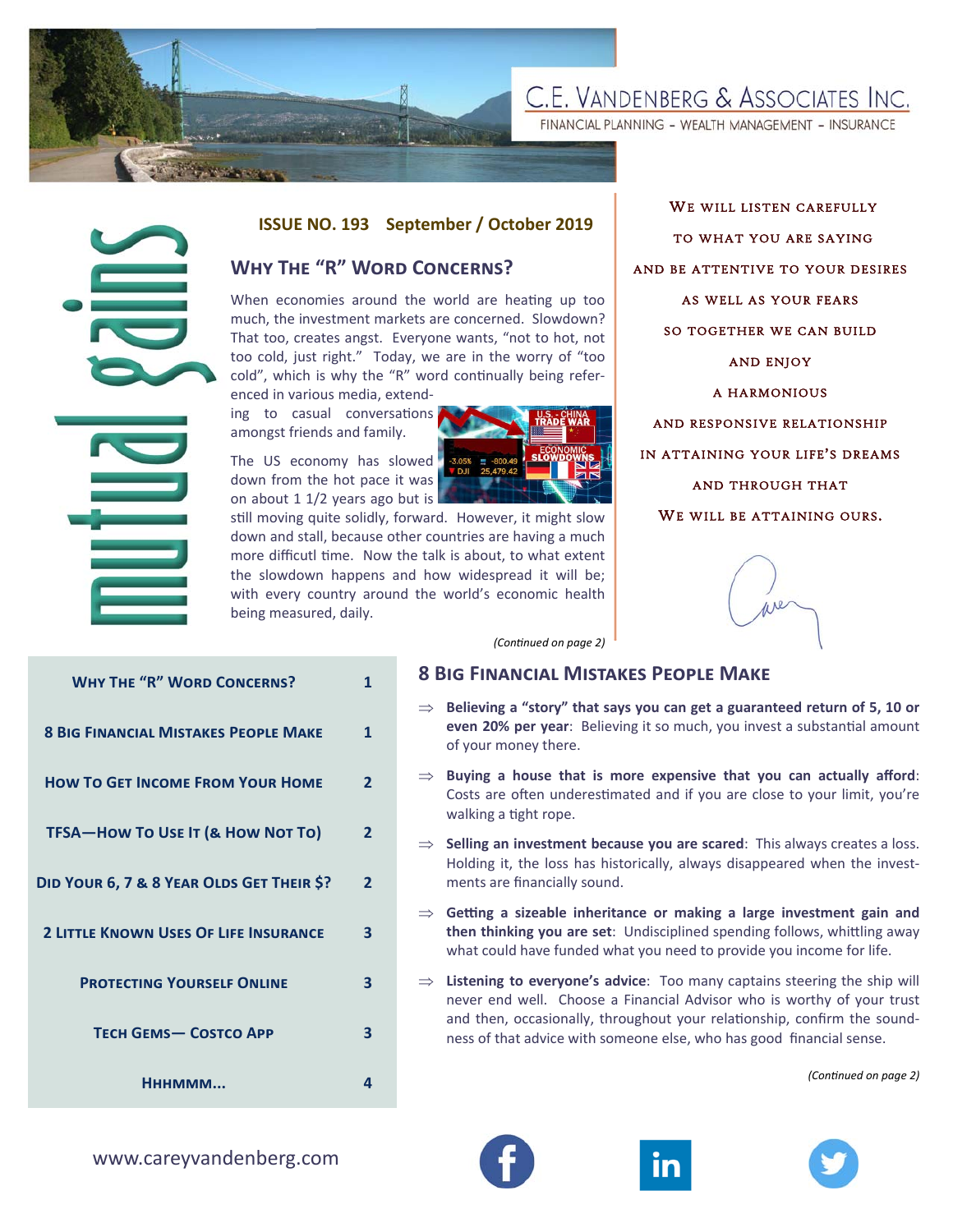# C.E. Vandenberg & Associates Inc.

FINANCIAL PLANNING - WEALTH MANAGEMENT - INSURANCE

mutual gains

**ISSUE NO. 193 September / October 2019**

## Why The "R" Word Concerns?

When economies around the world are heating up too much, the investment markets are concerned. Slowdown? That too, creates angst. Everyone wants, "not to hot, not too cold, just right." Today, we are in the worry of "too cold", which is why the "R" word continually being referenced in various media, extending to casual conversations amongst friends and family.

The US economy has slowed down from the hot pace it was on about 1 1/2 years ago but is still moving quite solidly, forward. However, it might slow down and stall, because other countries are having a much more difficutl time. Now the talk is about, to what extent the slowdown happens and how widespread it will be; with every country around the world's economic health being measured, daily.

*(Continued on page 2)*

We will listen carefully
to what you are saying
and be attentive to your desires
as well as your fears
so together we can build
and enjoy
a harmonious
and responsive relationship
in attaining your life's dreams
and through that
We will be attaining ours.

Carey

| | |
|---|---|
| Why The "R" Word Concerns? | 1 |
| 8 Big Financial Mistakes People Make | 1 |
| How To Get Income From Your Home | 2 |
| TFSA—How To Use It (& How Not To) | 2 |
| Did Your 6, 7 & 8 Year Olds Get Their $? | 2 |
| 2 Little Known Uses Of Life Insurance | 3 |
| Protecting Yourself Online | 3 |
| Tech Gems— Costco App | 3 |
| Hhhmmm... | 4 |

## 8 Big Financial Mistakes People Make

- **Believing a "story" that says you can get a guaranteed return of 5, 10 or even 20% per year**: Believing it so much, you invest a substantial amount of your money there.
- **Buying a house that is more expensive that you can actually afford**: Costs are often underestimated and if you are close to your limit, you're walking a tight rope.
- **Selling an investment because you are scared**: This always creates a loss. Holding it, the loss has historically, always disappeared when the investments are financially sound.
- **Getting a sizeable inheritance or making a large investment gain and then thinking you are set**: Undisciplined spending follows, whittling away what could have funded what you need to provide you income for life.
- **Listening to everyone's advice**: Too many captains steering the ship will never end well. Choose a Financial Advisor who is worthy of your trust and then, occasionally, throughout your relationship, confirm the soundness of that advice with someone else, who has good financial sense.

*(Continued on page 2)*

www.careyvandenberg.com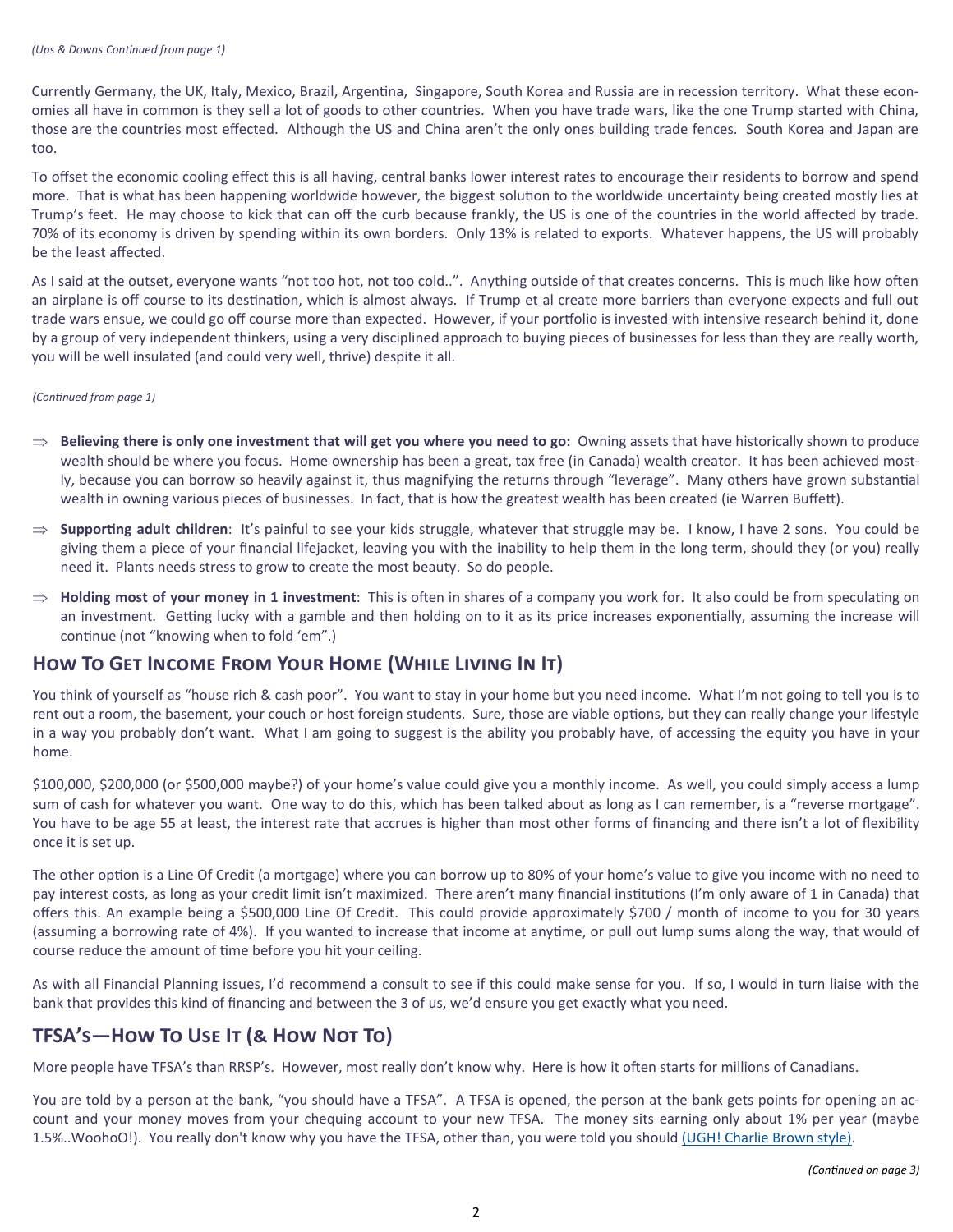*(Ups & Downs.Continued from page 1)*

Currently Germany, the UK, Italy, Mexico, Brazil, Argentina, Singapore, South Korea and Russia are in recession territory. What these economies all have in common is they sell a lot of goods to other countries. When you have trade wars, like the one Trump started with China, those are the countries most effected. Although the US and China aren't the only ones building trade fences. South Korea and Japan are too.

To offset the economic cooling effect this is all having, central banks lower interest rates to encourage their residents to borrow and spend more. That is what has been happening worldwide however, the biggest solution to the worldwide uncertainty being created mostly lies at Trump's feet. He may choose to kick that can off the curb because frankly, the US is one of the countries in the world affected by trade. 70% of its economy is driven by spending within its own borders. Only 13% is related to exports. Whatever happens, the US will probably be the least affected.

As I said at the outset, everyone wants "not too hot, not too cold..". Anything outside of that creates concerns. This is much like how often an airplane is off course to its destination, which is almost always. If Trump et al create more barriers than everyone expects and full out trade wars ensue, we could go off course more than expected. However, if your portfolio is invested with intensive research behind it, done by a group of very independent thinkers, using a very disciplined approach to buying pieces of businesses for less than they are really worth, you will be well insulated (and could very well, thrive) despite it all.

*(Continued from page 1)*

- ⇒ **Believing there is only one investment that will get you where you need to go:** Owning assets that have historically shown to produce wealth should be where you focus. Home ownership has been a great, tax free (in Canada) wealth creator. It has been achieved mostly, because you can borrow so heavily against it, thus magnifying the returns through "leverage". Many others have grown substantial wealth in owning various pieces of businesses. In fact, that is how the greatest wealth has been created (ie Warren Buffett).
- ⇒ **Supporting adult children**: It's painful to see your kids struggle, whatever that struggle may be. I know, I have 2 sons. You could be giving them a piece of your financial lifejacket, leaving you with the inability to help them in the long term, should they (or you) really need it. Plants needs stress to grow to create the most beauty. So do people.
- ⇒ **Holding most of your money in 1 investment**: This is often in shares of a company you work for. It also could be from speculating on an investment. Getting lucky with a gamble and then holding on to it as its price increases exponentially, assuming the increase will continue (not "knowing when to fold 'em".)

## How To Get Income From Your Home (While Living In It)

You think of yourself as "house rich & cash poor". You want to stay in your home but you need income. What I'm not going to tell you is to rent out a room, the basement, your couch or host foreign students. Sure, those are viable options, but they can really change your lifestyle in a way you probably don't want. What I am going to suggest is the ability you probably have, of accessing the equity you have in your home.

$100,000, $200,000 (or $500,000 maybe?) of your home's value could give you a monthly income. As well, you could simply access a lump sum of cash for whatever you want. One way to do this, which has been talked about as long as I can remember, is a "reverse mortgage". You have to be age 55 at least, the interest rate that accrues is higher than most other forms of financing and there isn't a lot of flexibility once it is set up.

The other option is a Line Of Credit (a mortgage) where you can borrow up to 80% of your home's value to give you income with no need to pay interest costs, as long as your credit limit isn't maximized. There aren't many financial institutions (I'm only aware of 1 in Canada) that offers this. An example being a $500,000 Line Of Credit. This could provide approximately $700 / month of income to you for 30 years (assuming a borrowing rate of 4%). If you wanted to increase that income at anytime, or pull out lump sums along the way, that would of course reduce the amount of time before you hit your ceiling.

As with all Financial Planning issues, I'd recommend a consult to see if this could make sense for you. If so, I would in turn liaise with the bank that provides this kind of financing and between the 3 of us, we'd ensure you get exactly what you need.

## TFSA's—How To Use It (& How Not To)

More people have TFSA's than RRSP's. However, most really don't know why. Here is how it often starts for millions of Canadians.

You are told by a person at the bank, "you should have a TFSA". A TFSA is opened, the person at the bank gets points for opening an account and your money moves from your chequing account to your new TFSA. The money sits earning only about 1% per year (maybe 1.5%..WoohoO!). You really don't know why you have the TFSA, other than, you were told you should (UGH! Charlie Brown style).

*(Continued on page 3)*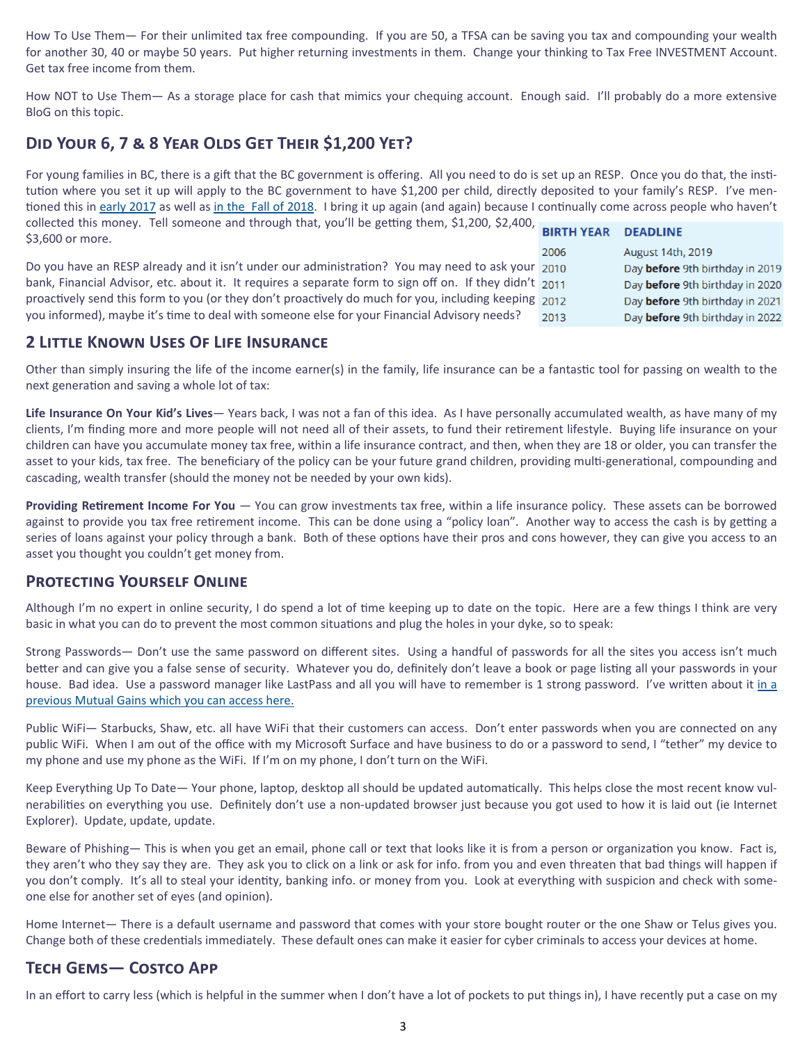How To Use Them— For their unlimited tax free compounding. If you are 50, a TFSA can be saving you tax and compounding your wealth for another 30, 40 or maybe 50 years. Put higher returning investments in them. Change your thinking to Tax Free INVESTMENT Account. Get tax free income from them.

How NOT to Use Them— As a storage place for cash that mimics your chequing account. Enough said. I'll probably do a more extensive BloG on this topic.

## Did Your 6, 7 & 8 Year Olds Get Their $1,200 Yet?

For young families in BC, there is a gift that the BC government is offering. All you need to do is set up an RESP. Once you do that, the institution where you set it up will apply to the BC government to have $1,200 per child, directly deposited to your family's RESP. I've mentioned this in early 2017 as well as in the Fall of 2018. I bring it up again (and again) because I continually come across people who haven't collected this money. Tell someone and through that, you'll be getting them, $1,200, $2,400, $3,600 or more.

| BIRTH YEAR | DEADLINE |
|---|---|
| 2006 | August 14th, 2019 |
| 2010 | Day **before** 9th birthday in 2019 |
| 2011 | Day **before** 9th birthday in 2020 |
| 2012 | Day **before** 9th birthday in 2021 |
| 2013 | Day **before** 9th birthday in 2022 |

Do you have an RESP already and it isn't under our administration? You may need to ask your bank, Financial Advisor, etc. about it. It requires a separate form to sign off on. If they didn't proactively send this form to you (or they don't proactively do much for you, including keeping you informed), maybe it's time to deal with someone else for your Financial Advisory needs?

## 2 Little Known Uses Of Life Insurance

Other than simply insuring the life of the income earner(s) in the family, life insurance can be a fantastic tool for passing on wealth to the next generation and saving a whole lot of tax:

**Life Insurance On Your Kid's Lives**— Years back, I was not a fan of this idea. As I have personally accumulated wealth, as have many of my clients, I'm finding more and more people will not need all of their assets, to fund their retirement lifestyle. Buying life insurance on your children can have you accumulate money tax free, within a life insurance contract, and then, when they are 18 or older, you can transfer the asset to your kids, tax free. The beneficiary of the policy can be your future grand children, providing multi-generational, compounding and cascading, wealth transfer (should the money not be needed by your own kids).

**Providing Retirement Income For You** — You can grow investments tax free, within a life insurance policy. These assets can be borrowed against to provide you tax free retirement income. This can be done using a "policy loan". Another way to access the cash is by getting a series of loans against your policy through a bank. Both of these options have their pros and cons however, they can give you access to an asset you thought you couldn't get money from.

## Protecting Yourself Online

Although I'm no expert in online security, I do spend a lot of time keeping up to date on the topic. Here are a few things I think are very basic in what you can do to prevent the most common situations and plug the holes in your dyke, so to speak:

Strong Passwords— Don't use the same password on different sites. Using a handful of passwords for all the sites you access isn't much better and can give you a false sense of security. Whatever you do, definitely don't leave a book or page listing all your passwords in your house. Bad idea. Use a password manager like LastPass and all you will have to remember is 1 strong password. I've written about it in a previous Mutual Gains which you can access here.

Public WiFi— Starbucks, Shaw, etc. all have WiFi that their customers can access. Don't enter passwords when you are connected on any public WiFi. When I am out of the office with my Microsoft Surface and have business to do or a password to send, I "tether" my device to my phone and use my phone as the WiFi. If I'm on my phone, I don't turn on the WiFi.

Keep Everything Up To Date— Your phone, laptop, desktop all should be updated automatically. This helps close the most recent know vulnerabilities on everything you use. Definitely don't use a non-updated browser just because you got used to how it is laid out (ie Internet Explorer). Update, update, update.

Beware of Phishing— This is when you get an email, phone call or text that looks like it is from a person or organization you know. Fact is, they aren't who they say they are. They ask you to click on a link or ask for info. from you and even threaten that bad things will happen if you don't comply. It's all to steal your identity, banking info. or money from you. Look at everything with suspicion and check with someone else for another set of eyes (and opinion).

Home Internet— There is a default username and password that comes with your store bought router or the one Shaw or Telus gives you. Change both of these credentials immediately. These default ones can make it easier for cyber criminals to access your devices at home.

## Tech Gems— Costco App

In an effort to carry less (which is helpful in the summer when I don't have a lot of pockets to put things in), I have recently put a case on my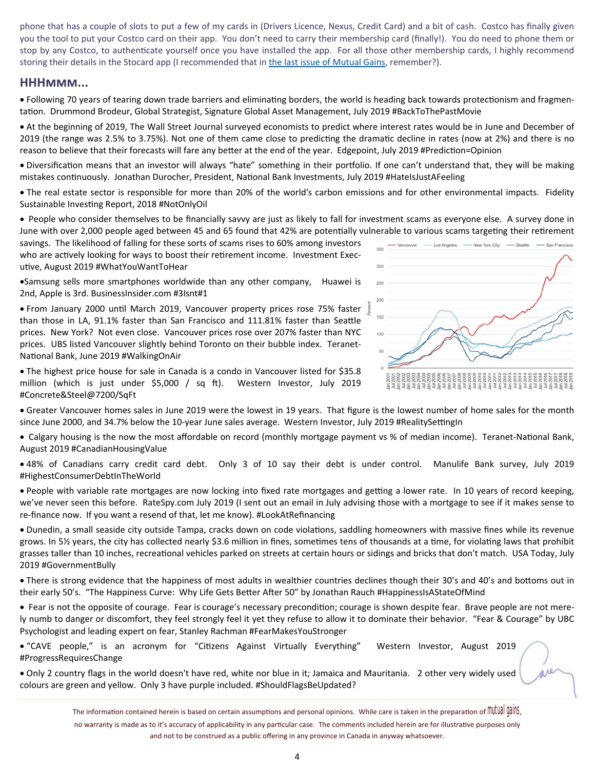phone that has a couple of slots to put a few of my cards in (Drivers Licence, Nexus, Credit Card) and a bit of cash. Costco has finally given you the tool to put your Costco card on their app. You don't need to carry their membership card (finally!). You do need to phone them or stop by any Costco, to authenticate yourself once you have installed the app. For all those other membership cards, I highly recommend storing their details in the Stocard app (I recommended that in [the last issue of Mutual Gains](), remember?).

## HHHMMM...

- Following 70 years of tearing down trade barriers and eliminating borders, the world is heading back towards protectionism and fragmentation. Drummond Brodeur, Global Strategist, Signature Global Asset Management, July 2019 #BackToThePastMovie

- At the beginning of 2019, The Wall Street Journal surveyed economists to predict where interest rates would be in June and December of 2019 (the range was 2.5% to 3.75%). Not one of them came close to predicting the dramatic decline in rates (now at 2%) and there is no reason to believe that their forecasts will fare any better at the end of the year. Edgepoint, July 2019 #Prediction=Opinion

- Diversification means that an investor will always "hate" something in their portfolio. If one can't understand that, they will be making mistakes continuously. Jonathan Durocher, President, National Bank Investments, July 2019 #HateIsJustAFeeling

- The real estate sector is responsible for more than 20% of the world's carbon emissions and for other environmental impacts. Fidelity Sustainable Investing Report, 2018 #NotOnlyOil

- People who consider themselves to be financially savvy are just as likely to fall for investment scams as everyone else. A survey done in June with over 2,000 people aged between 45 and 65 found that 42% are potentially vulnerable to various scams targeting their retirement savings. The likelihood of falling for these sorts of scams rises to 60% among investors who are actively looking for ways to boost their retirement income. Investment Executive, August 2019 #WhatYouWantToHear

- Samsung sells more smartphones worldwide than any other company, Huawei is 2nd, Apple is 3rd. BusinessInsider.com #3Isnt#1

- From January 2000 until March 2019, Vancouver property prices rose 75% faster than those in LA, 91.1% faster than San Francisco and 111.81% faster than Seattle prices. New York? Not even close. Vancouver prices rose over 207% faster than NYC prices. UBS listed Vancouver slightly behind Toronto on their bubble index. Teranet-National Bank, June 2019 #WalkingOnAir

Vancouver · Los Angeles · New York City · Seattle · San Francisco

Percent

350
300
250
200
150
100
50
0

Jan 2001 … Jan 2019

- The highest price house for sale in Canada is a condo in Vancouver listed for $35.8 million (which is just under $5,000 / sq ft). Western Investor, July 2019 #Concrete&Steel@7200/SqFt

- Greater Vancouver homes sales in June 2019 were the lowest in 19 years. That figure is the lowest number of home sales for the month since June 2000, and 34.7% below the 10-year June sales average. Western Investor, July 2019 #RealitySettingIn

- Calgary housing is the now the most affordable on record (monthly mortgage payment vs % of median income). Teranet-National Bank, August 2019 #CanadianHousingValue

- 48% of Canadians carry credit card debt. Only 3 of 10 say their debt is under control. Manulife Bank survey, July 2019 #HighestConsumerDebtInTheWorld

- People with variable rate mortgages are now locking into fixed rate mortgages and getting a lower rate. In 10 years of record keeping, we've never seen this before. RateSpy.com July 2019 (I sent out an email in July advising those with a mortgage to see if it makes sense to re-finance now. If you want a resend of that, let me know). #LookAtRefinancing

- Dunedin, a small seaside city outside Tampa, cracks down on code violations, saddling homeowners with massive fines while its revenue grows. In 5½ years, the city has collected nearly $3.6 million in fines, sometimes tens of thousands at a time, for violating laws that prohibit grasses taller than 10 inches, recreational vehicles parked on streets at certain hours or sidings and bricks that don't match. USA Today, July 2019 #GovernmentBully

- There is strong evidence that the happiness of most adults in wealthier countries declines though their 30's and 40's and bottoms out in their early 50's. "The Happiness Curve: Why Life Gets Better After 50" by Jonathan Rauch #HappinessIsAStateOfMind

- Fear is not the opposite of courage. Fear is courage's necessary precondition; courage is shown despite fear. Brave people are not merely numb to danger or discomfort, they feel strongly feel it yet they refuse to allow it to dominate their behavior. "Fear & Courage" by UBC Psychologist and leading expert on fear, Stanley Rachman #FearMakesYouStronger

- "CAVE people," is an acronym for "Citizens Against Virtually Everything" Western Investor, August 2019 #ProgressRequiresChange

- Only 2 country flags in the world doesn't have red, white nor blue in it; Jamaica and Mauritania. 2 other very widely used colours are green and yellow. Only 3 have purple included. #ShouldFlagsBeUpdated?

The information contained herein is based on certain assumptions and personal opinions. While care is taken in the preparation of mutual gains, no warranty is made as to it's accuracy of applicability in any particular case. The comments included herein are for illustrative purposes only and not to be construed as a public offering in any province in Canada in anyway whatsoever.